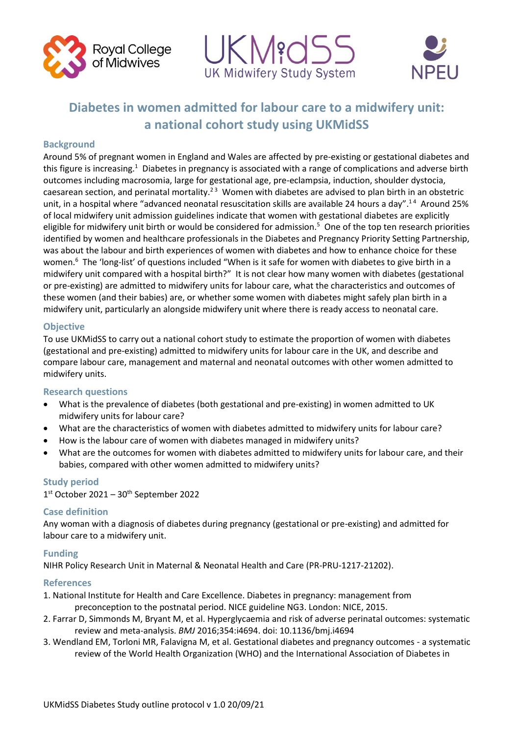# Diabetes in women admitted for labour care to a midwifery unit: a national cohort study using UKMidSS

## Background

Around 5% of pregnant women in England and Wales are affected by pre-existing or gestational diabetes and this figure is increasing.[1] Diabetes in pregnancy is associated with a range of complications and adverse birth outcomes including macrosomia, large for gestational age, pre-eclampsia, induction, shoulder dystocia, caesarean section, and perinatal mortality.[2 3] Women with diabetes are advised to plan birth in an obstetric unit, in a hospital where "advanced neonatal resuscitation skills are available 24 hours a day".[1 4] Around 25% of local midwifery unit admission guidelines indicate that women with gestational diabetes are explicitly eligible for midwifery unit birth or would be considered for admission.[5] One of the top ten research priorities identified by women and healthcare professionals in the Diabetes and Pregnancy Priority Setting Partnership, was about the labour and birth experiences of women with diabetes and how to enhance choice for these women.[6] The 'long-list' of questions included "When is it safe for women with diabetes to give birth in a midwifery unit compared with a hospital birth?" It is not clear how many women with diabetes (gestational or pre-existing) are admitted to midwifery units for labour care, what the characteristics and outcomes of these women (and their babies) are, or whether some women with diabetes might safely plan birth in a midwifery unit, particularly an alongside midwifery unit where there is ready access to neonatal care.

## Objective

To use UKMidSS to carry out a national cohort study to estimate the proportion of women with diabetes (gestational and pre-existing) admitted to midwifery units for labour care in the UK, and describe and compare labour care, management and maternal and neonatal outcomes with other women admitted to midwifery units.

## Research questions

- What is the prevalence of diabetes (both gestational and pre-existing) in women admitted to UK midwifery units for labour care?
- What are the characteristics of women with diabetes admitted to midwifery units for labour care?
- How is the labour care of women with diabetes managed in midwifery units?
- What are the outcomes for women with diabetes admitted to midwifery units for labour care, and their babies, compared with other women admitted to midwifery units?

## Study period

1st October 2021 – 30th September 2022

## Case definition

Any woman with a diagnosis of diabetes during pregnancy (gestational or pre-existing) and admitted for labour care to a midwifery unit.

## Funding

NIHR Policy Research Unit in Maternal & Neonatal Health and Care (PR-PRU-1217-21202).

## References

1. National Institute for Health and Care Excellence. Diabetes in pregnancy: management from preconception to the postnatal period. NICE guideline NG3. London: NICE, 2015.
2. Farrar D, Simmonds M, Bryant M, et al. Hyperglycaemia and risk of adverse perinatal outcomes: systematic review and meta-analysis. *BMJ* 2016;354:i4694. doi: 10.1136/bmj.i4694
3. Wendland EM, Torloni MR, Falavigna M, et al. Gestational diabetes and pregnancy outcomes - a systematic review of the World Health Organization (WHO) and the International Association of Diabetes in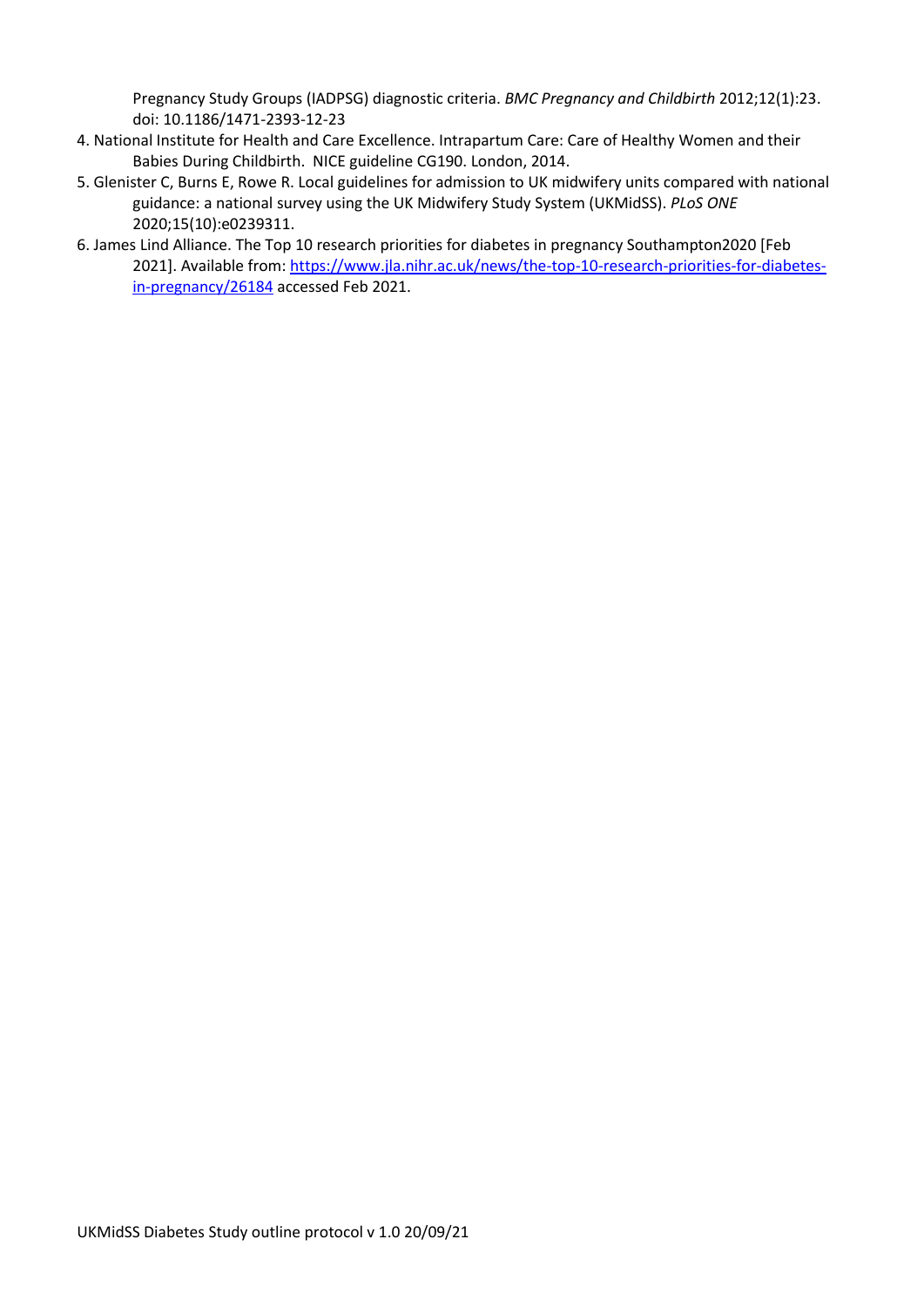Pregnancy Study Groups (IADPSG) diagnostic criteria. *BMC Pregnancy and Childbirth* 2012;12(1):23. doi: 10.1186/1471-2393-12-23

4. National Institute for Health and Care Excellence. Intrapartum Care: Care of Healthy Women and their Babies During Childbirth. NICE guideline CG190. London, 2014.
5. Glenister C, Burns E, Rowe R. Local guidelines for admission to UK midwifery units compared with national guidance: a national survey using the UK Midwifery Study System (UKMidSS). *PLoS ONE* 2020;15(10):e0239311.
6. James Lind Alliance. The Top 10 research priorities for diabetes in pregnancy Southampton2020 [Feb 2021]. Available from: [https://www.jla.nihr.ac.uk/news/the-top-10-research-priorities-for-diabetes-in-pregnancy/26184](https://www.jla.nihr.ac.uk/news/the-top-10-research-priorities-for-diabetes-in-pregnancy/26184) accessed Feb 2021.